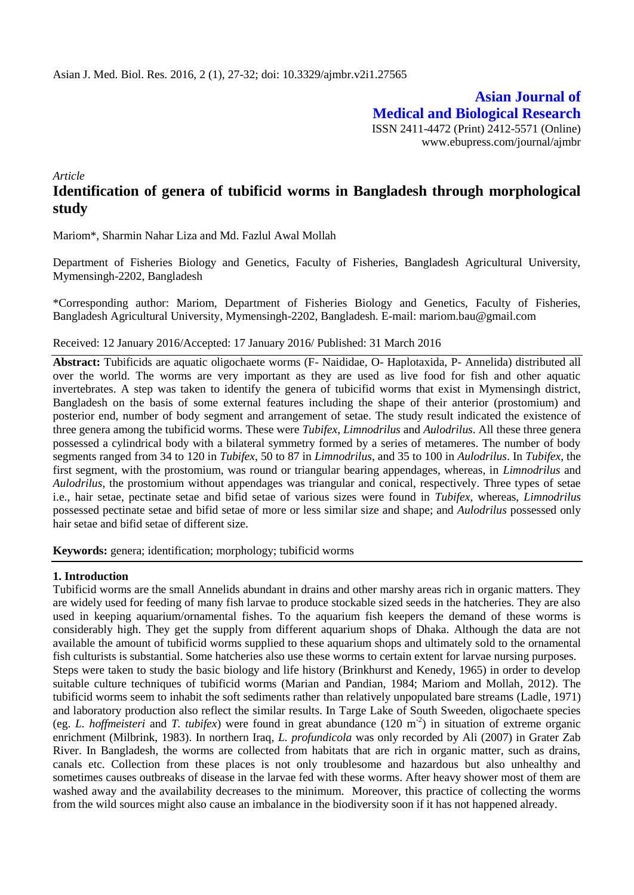**Asian Journal of Medical and Biological Research**

ISSN 2411-4472 (Print) 2412-5571 (Online)
www.ebupress.com/journal/ajmbr

*Article*

# Identification of genera of tubificid worms in Bangladesh through morphological study

Mariom*, Sharmin Nahar Liza and Md. Fazlul Awal Mollah

Department of Fisheries Biology and Genetics, Faculty of Fisheries, Bangladesh Agricultural University, Mymensingh-2202, Bangladesh

*Corresponding author: Mariom, Department of Fisheries Biology and Genetics, Faculty of Fisheries, Bangladesh Agricultural University, Mymensingh-2202, Bangladesh. E-mail: mariom.bau@gmail.com

Received: 12 January 2016/Accepted: 17 January 2016/ Published: 31 March 2016

**Abstract:** Tubificids are aquatic oligochaete worms (F- Naididae, O- Haplotaxida, P- Annelida) distributed all over the world. The worms are very important as they are used as live food for fish and other aquatic invertebrates. A step was taken to identify the genera of tubicifid worms that exist in Mymensingh district, Bangladesh on the basis of some external features including the shape of their anterior (prostomium) and posterior end, number of body segment and arrangement of setae. The study result indicated the existence of three genera among the tubificid worms. These were *Tubifex*, *Limnodrilus* and *Aulodrilus*. All these three genera possessed a cylindrical body with a bilateral symmetry formed by a series of metameres. The number of body segments ranged from 34 to 120 in *Tubifex*, 50 to 87 in *Limnodrilus*, and 35 to 100 in *Aulodrilus*. In *Tubifex*, the first segment, with the prostomium, was round or triangular bearing appendages, whereas, in *Limnodrilus* and *Aulodrilus*, the prostomium without appendages was triangular and conical, respectively. Three types of setae i.e., hair setae, pectinate setae and bifid setae of various sizes were found in *Tubifex*, whereas, *Limnodrilus* possessed pectinate setae and bifid setae of more or less similar size and shape; and *Aulodrilus* possessed only hair setae and bifid setae of different size.

**Keywords:** genera; identification; morphology; tubificid worms

## 1. Introduction

Tubificid worms are the small Annelids abundant in drains and other marshy areas rich in organic matters. They are widely used for feeding of many fish larvae to produce stockable sized seeds in the hatcheries. They are also used in keeping aquarium/ornamental fishes. To the aquarium fish keepers the demand of these worms is considerably high. They get the supply from different aquarium shops of Dhaka. Although the data are not available the amount of tubificid worms supplied to these aquarium shops and ultimately sold to the ornamental fish culturists is substantial. Some hatcheries also use these worms to certain extent for larvae nursing purposes.

Steps were taken to study the basic biology and life history (Brinkhurst and Kenedy, 1965) in order to develop suitable culture techniques of tubificid worms (Marian and Pandian, 1984; Mariom and Mollah, 2012). The tubificid worms seem to inhabit the soft sediments rather than relatively unpopulated bare streams (Ladle, 1971) and laboratory production also reflect the similar results. In Targe Lake of South Sweeden, oligochaete species (eg. *L. hoffmeisteri* and *T. tubifex*) were found in great abundance (120 $m^{-2}$) in situation of extreme organic enrichment (Milbrink, 1983). In northern Iraq, *L. profundicola* was only recorded by Ali (2007) in Grater Zab River. In Bangladesh, the worms are collected from habitats that are rich in organic matter, such as drains, canals etc. Collection from these places is not only troublesome and hazardous but also unhealthy and sometimes causes outbreaks of disease in the larvae fed with these worms. After heavy shower most of them are washed away and the availability decreases to the minimum. Moreover, this practice of collecting the worms from the wild sources might also cause an imbalance in the biodiversity soon if it has not happened already.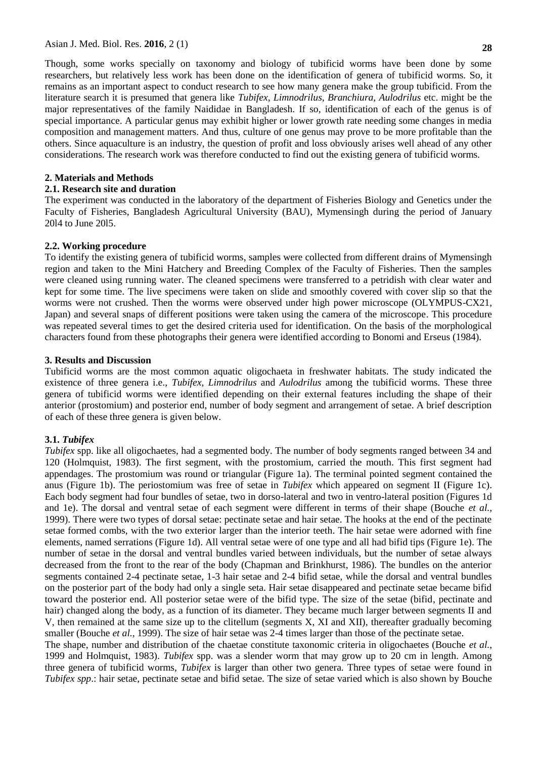Though, some works specially on taxonomy and biology of tubificid worms have been done by some researchers, but relatively less work has been done on the identification of genera of tubificid worms. So, it remains as an important aspect to conduct research to see how many genera make the group tubificid. From the literature search it is presumed that genera like *Tubifex*, *Limnodrilus*, *Branchiura*, *Aulodrilus* etc. might be the major representatives of the family Naididae in Bangladesh. If so, identification of each of the genus is of special importance. A particular genus may exhibit higher or lower growth rate needing some changes in media composition and management matters. And thus, culture of one genus may prove to be more profitable than the others. Since aquaculture is an industry, the question of profit and loss obviously arises well ahead of any other considerations. The research work was therefore conducted to find out the existing genera of tubificid worms.

## 2. Materials and Methods

### 2.1. Research site and duration

The experiment was conducted in the laboratory of the department of Fisheries Biology and Genetics under the Faculty of Fisheries, Bangladesh Agricultural University (BAU), Mymensingh during the period of January 20l4 to June 20l5.

### 2.2. Working procedure

To identify the existing genera of tubificid worms, samples were collected from different drains of Mymensingh region and taken to the Mini Hatchery and Breeding Complex of the Faculty of Fisheries. Then the samples were cleaned using running water. The cleaned specimens were transferred to a petridish with clear water and kept for some time. The live specimens were taken on slide and smoothly covered with cover slip so that the worms were not crushed. Then the worms were observed under high power microscope (OLYMPUS-CX21, Japan) and several snaps of different positions were taken using the camera of the microscope. This procedure was repeated several times to get the desired criteria used for identification. On the basis of the morphological characters found from these photographs their genera were identified according to Bonomi and Erseus (1984).

## 3. Results and Discussion

Tubificid worms are the most common aquatic oligochaeta in freshwater habitats. The study indicated the existence of three genera i.e., *Tubifex*, *Limnodrilus* and *Aulodrilus* among the tubificid worms. These three genera of tubificid worms were identified depending on their external features including the shape of their anterior (prostomium) and posterior end, number of body segment and arrangement of setae. A brief description of each of these three genera is given below.

### 3.1. *Tubifex*

*Tubifex* spp. like all oligochaetes, had a segmented body. The number of body segments ranged between 34 and 120 (Holmquist, 1983). The first segment, with the prostomium, carried the mouth. This first segment had appendages. The prostomium was round or triangular (Figure 1a). The terminal pointed segment contained the anus (Figure 1b). The periostomium was free of setae in *Tubifex* which appeared on segment II (Figure 1c). Each body segment had four bundles of setae, two in dorso-lateral and two in ventro-lateral position (Figures 1d and 1e). The dorsal and ventral setae of each segment were different in terms of their shape (Bouche *et al.*, 1999). There were two types of dorsal setae: pectinate setae and hair setae. The hooks at the end of the pectinate setae formed combs, with the two exterior larger than the interior teeth. The hair setae were adorned with fine elements, named serrations (Figure 1d). All ventral setae were of one type and all had bifid tips (Figure 1e). The number of setae in the dorsal and ventral bundles varied between individuals, but the number of setae always decreased from the front to the rear of the body (Chapman and Brinkhurst, 1986). The bundles on the anterior segments contained 2-4 pectinate setae, 1-3 hair setae and 2-4 bifid setae, while the dorsal and ventral bundles on the posterior part of the body had only a single seta. Hair setae disappeared and pectinate setae became bifid toward the posterior end. All posterior setae were of the bifid type. The size of the setae (bifid, pectinate and hair) changed along the body, as a function of its diameter. They became much larger between segments II and V, then remained at the same size up to the clitellum (segments X, XI and XII), thereafter gradually becoming smaller (Bouche *et al.*, 1999). The size of hair setae was 2-4 times larger than those of the pectinate setae.

The shape, number and distribution of the chaetae constitute taxonomic criteria in oligochaetes (Bouche *et al.*, 1999 and Holmquist, 1983). *Tubifex* spp. was a slender worm that may grow up to 20 cm in length. Among three genera of tubificid worms, *Tubifex* is larger than other two genera. Three types of setae were found in *Tubifex spp*.: hair setae, pectinate setae and bifid setae. The size of setae varied which is also shown by Bouche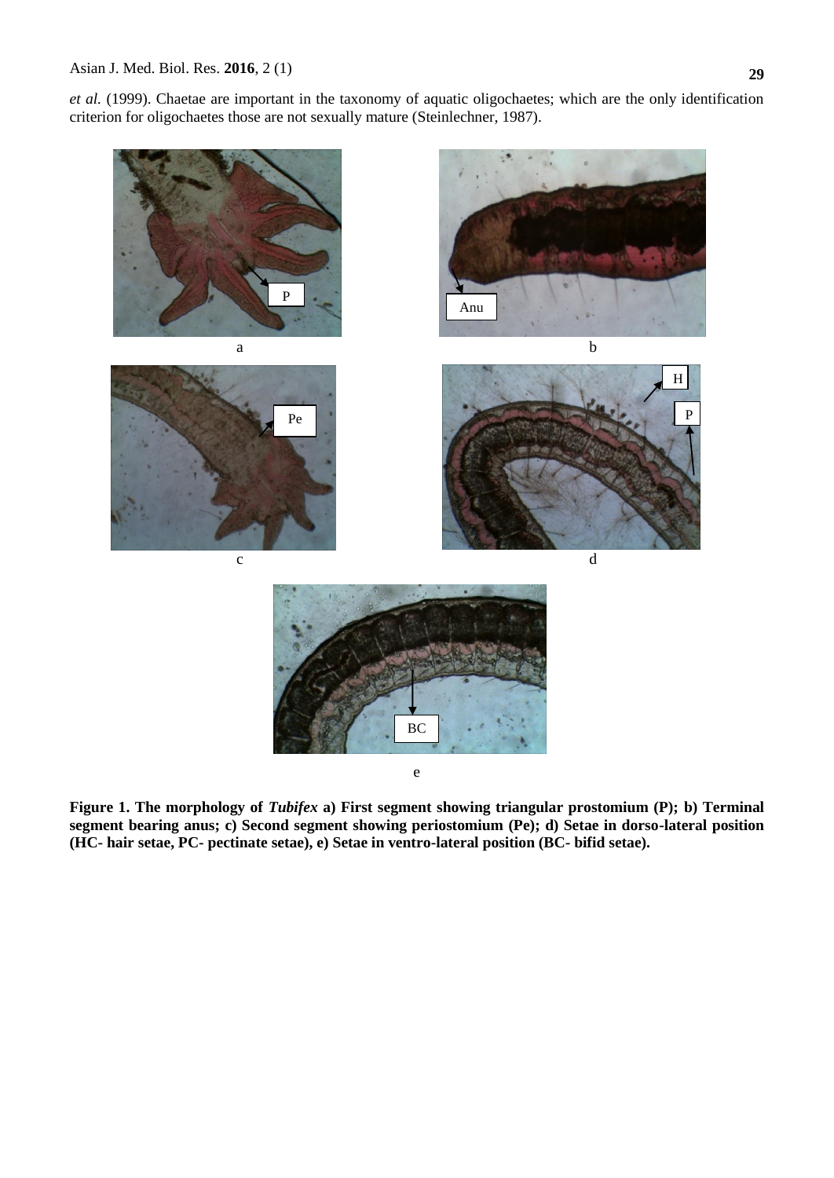*et al.* (1999). Chaetae are important in the taxonomy of aquatic oligochaetes; which are the only identification criterion for oligochaetes those are not sexually mature (Steinlechner, 1987).

**Figure 1. The morphology of *Tubifex* a) First segment showing triangular prostomium (P); b) Terminal segment bearing anus; c) Second segment showing periostomium (Pe); d) Setae in dorso-lateral position (HC- hair setae, PC- pectinate setae), e) Setae in ventro-lateral position (BC- bifid setae).**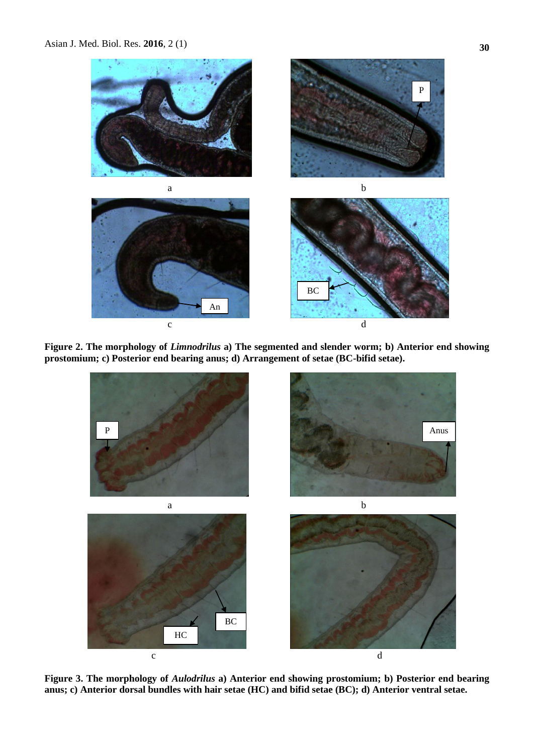**Figure 2. The morphology of *Limnodrilus* a) The segmented and slender worm; b) Anterior end showing prostomium; c) Posterior end bearing anus; d) Arrangement of setae (BC-bifid setae).**

**Figure 3. The morphology of *Aulodrilus* a) Anterior end showing prostomium; b) Posterior end bearing anus; c) Anterior dorsal bundles with hair setae (HC) and bifid setae (BC); d) Anterior ventral setae.**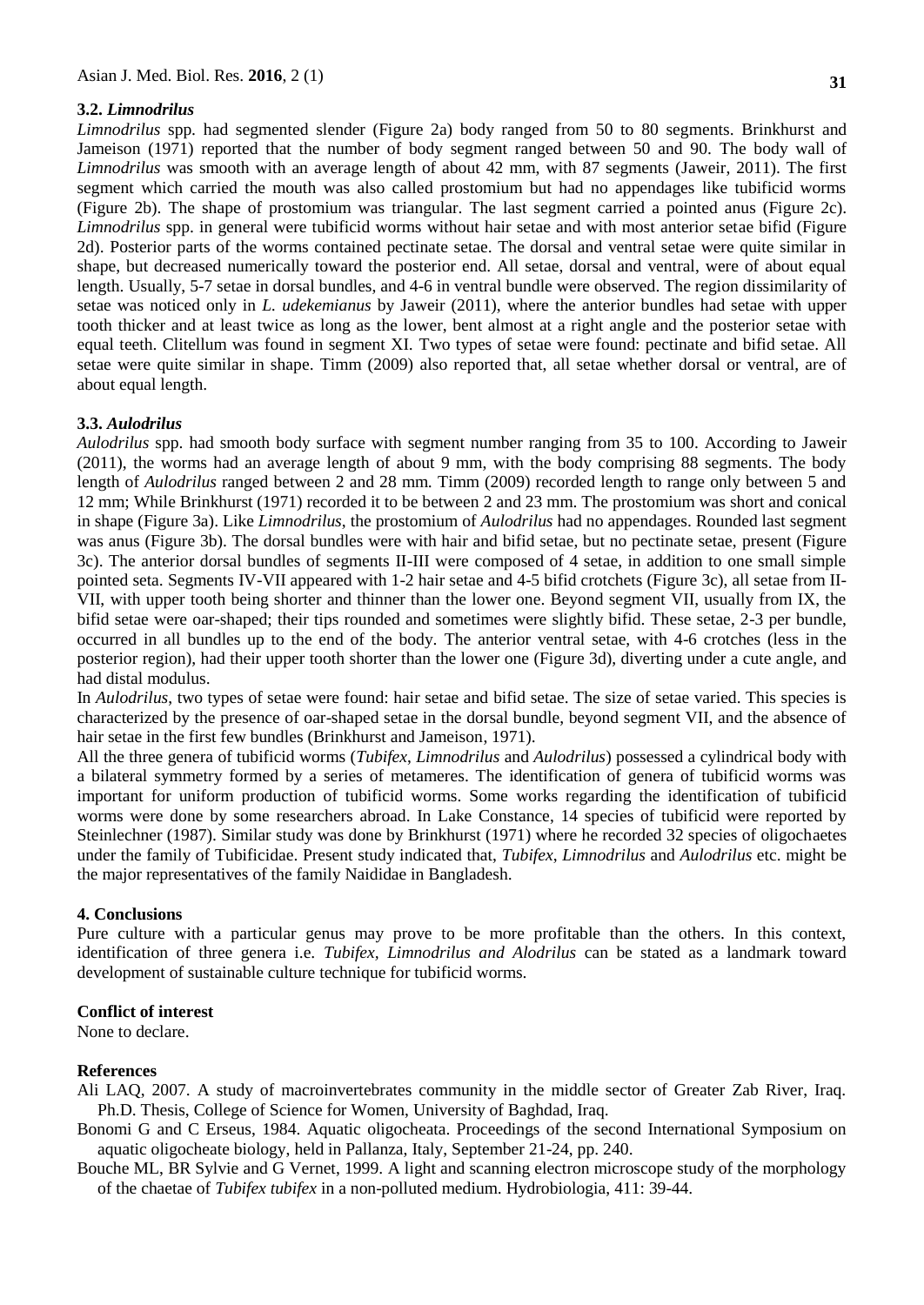### 3.2. *Limnodrilus*

*Limnodrilus* spp. had segmented slender (Figure 2a) body ranged from 50 to 80 segments. Brinkhurst and Jameison (1971) reported that the number of body segment ranged between 50 and 90. The body wall of *Limnodrilus* was smooth with an average length of about 42 mm, with 87 segments (Jaweir, 2011). The first segment which carried the mouth was also called prostomium but had no appendages like tubificid worms (Figure 2b). The shape of prostomium was triangular. The last segment carried a pointed anus (Figure 2c). *Limnodrilus* spp. in general were tubificid worms without hair setae and with most anterior setae bifid (Figure 2d). Posterior parts of the worms contained pectinate setae. The dorsal and ventral setae were quite similar in shape, but decreased numerically toward the posterior end. All setae, dorsal and ventral, were of about equal length. Usually, 5-7 setae in dorsal bundles, and 4-6 in ventral bundle were observed. The region dissimilarity of setae was noticed only in *L. udekemianus* by Jaweir (2011), where the anterior bundles had setae with upper tooth thicker and at least twice as long as the lower, bent almost at a right angle and the posterior setae with equal teeth. Clitellum was found in segment XI. Two types of setae were found: pectinate and bifid setae. All setae were quite similar in shape. Timm (2009) also reported that, all setae whether dorsal or ventral, are of about equal length.

### 3.3. *Aulodrilus*

*Aulodrilus* spp. had smooth body surface with segment number ranging from 35 to 100. According to Jaweir (2011), the worms had an average length of about 9 mm, with the body comprising 88 segments. The body length of *Aulodrilus* ranged between 2 and 28 mm. Timm (2009) recorded length to range only between 5 and 12 mm; While Brinkhurst (1971) recorded it to be between 2 and 23 mm. The prostomium was short and conical in shape (Figure 3a). Like *Limnodrilus*, the prostomium of *Aulodrilus* had no appendages. Rounded last segment was anus (Figure 3b). The dorsal bundles were with hair and bifid setae, but no pectinate setae, present (Figure 3c). The anterior dorsal bundles of segments II-III were composed of 4 setae, in addition to one small simple pointed seta. Segments IV-VII appeared with 1-2 hair setae and 4-5 bifid crotchets (Figure 3c), all setae from II-VII, with upper tooth being shorter and thinner than the lower one. Beyond segment VII, usually from IX, the bifid setae were oar-shaped; their tips rounded and sometimes were slightly bifid. These setae, 2-3 per bundle, occurred in all bundles up to the end of the body. The anterior ventral setae, with 4-6 crotches (less in the posterior region), had their upper tooth shorter than the lower one (Figure 3d), diverting under a cute angle, and had distal modulus.

In *Aulodrilus*, two types of setae were found: hair setae and bifid setae. The size of setae varied. This species is characterized by the presence of oar-shaped setae in the dorsal bundle, beyond segment VII, and the absence of hair setae in the first few bundles (Brinkhurst and Jameison, 1971).

All the three genera of tubificid worms (*Tubifex*, *Limnodrilus* and *Aulodrilus*) possessed a cylindrical body with a bilateral symmetry formed by a series of metameres. The identification of genera of tubificid worms was important for uniform production of tubificid worms. Some works regarding the identification of tubificid worms were done by some researchers abroad. In Lake Constance, 14 species of tubificid were reported by Steinlechner (1987). Similar study was done by Brinkhurst (1971) where he recorded 32 species of oligochaetes under the family of Tubificidae. Present study indicated that, *Tubifex*, *Limnodrilus* and *Aulodrilus* etc. might be the major representatives of the family Naididae in Bangladesh.

## 4. Conclusions

Pure culture with a particular genus may prove to be more profitable than the others. In this context, identification of three genera i.e. *Tubifex, Limnodrilus and Alodrilus* can be stated as a landmark toward development of sustainable culture technique for tubificid worms.

## Conflict of interest

None to declare.

## References

Ali LAQ, 2007. A study of macroinvertebrates community in the middle sector of Greater Zab River, Iraq. Ph.D. Thesis, College of Science for Women, University of Baghdad, Iraq.

Bonomi G and C Erseus, 1984. Aquatic oligocheata. Proceedings of the second International Symposium on aquatic oligocheate biology, held in Pallanza, Italy, September 21-24, pp. 240.

Bouche ML, BR Sylvie and G Vernet, 1999. A light and scanning electron microscope study of the morphology of the chaetae of *Tubifex tubifex* in a non-polluted medium. Hydrobiologia, 411: 39-44.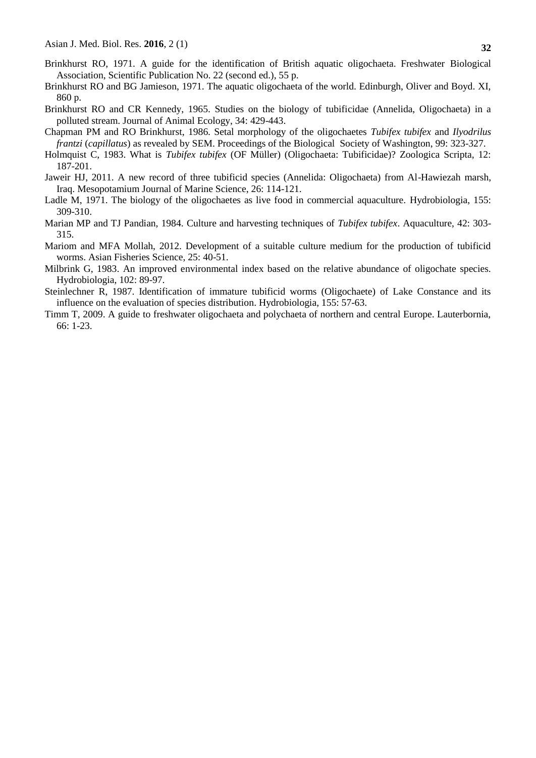Brinkhurst RO, 1971. A guide for the identification of British aquatic oligochaeta. Freshwater Biological Association, Scientific Publication No. 22 (second ed.), 55 p.

Brinkhurst RO and BG Jamieson, 1971. The aquatic oligochaeta of the world. Edinburgh, Oliver and Boyd. XI, 860 p.

Brinkhurst RO and CR Kennedy, 1965. Studies on the biology of tubificidae (Annelida, Oligochaeta) in a polluted stream. Journal of Animal Ecology, 34: 429-443.

Chapman PM and RO Brinkhurst, 1986. Setal morphology of the oligochaetes *Tubifex tubifex* and *Ilyodrilus frantzi* (*capillatus*) as revealed by SEM. Proceedings of the Biological Society of Washington, 99: 323-327.

Holmquist C, 1983. What is *Tubifex tubifex* (OF Müller) (Oligochaeta: Tubificidae)? Zoologica Scripta, 12: 187-201.

Jaweir HJ, 2011. A new record of three tubificid species (Annelida: Oligochaeta) from Al-Hawiezah marsh, Iraq. Mesopotamium Journal of Marine Science, 26: 114-121.

Ladle M, 1971. The biology of the oligochaetes as live food in commercial aquaculture. Hydrobiologia, 155: 309-310.

Marian MP and TJ Pandian, 1984. Culture and harvesting techniques of *Tubifex tubifex*. Aquaculture, 42: 303-315.

Mariom and MFA Mollah, 2012. Development of a suitable culture medium for the production of tubificid worms. Asian Fisheries Science, 25: 40-51.

Milbrink G, 1983. An improved environmental index based on the relative abundance of oligochate species. Hydrobiologia, 102: 89-97.

Steinlechner R, 1987. Identification of immature tubificid worms (Oligochaete) of Lake Constance and its influence on the evaluation of species distribution. Hydrobiologia, 155: 57-63.

Timm T, 2009. A guide to freshwater oligochaeta and polychaeta of northern and central Europe. Lauterbornia, 66: 1-23.